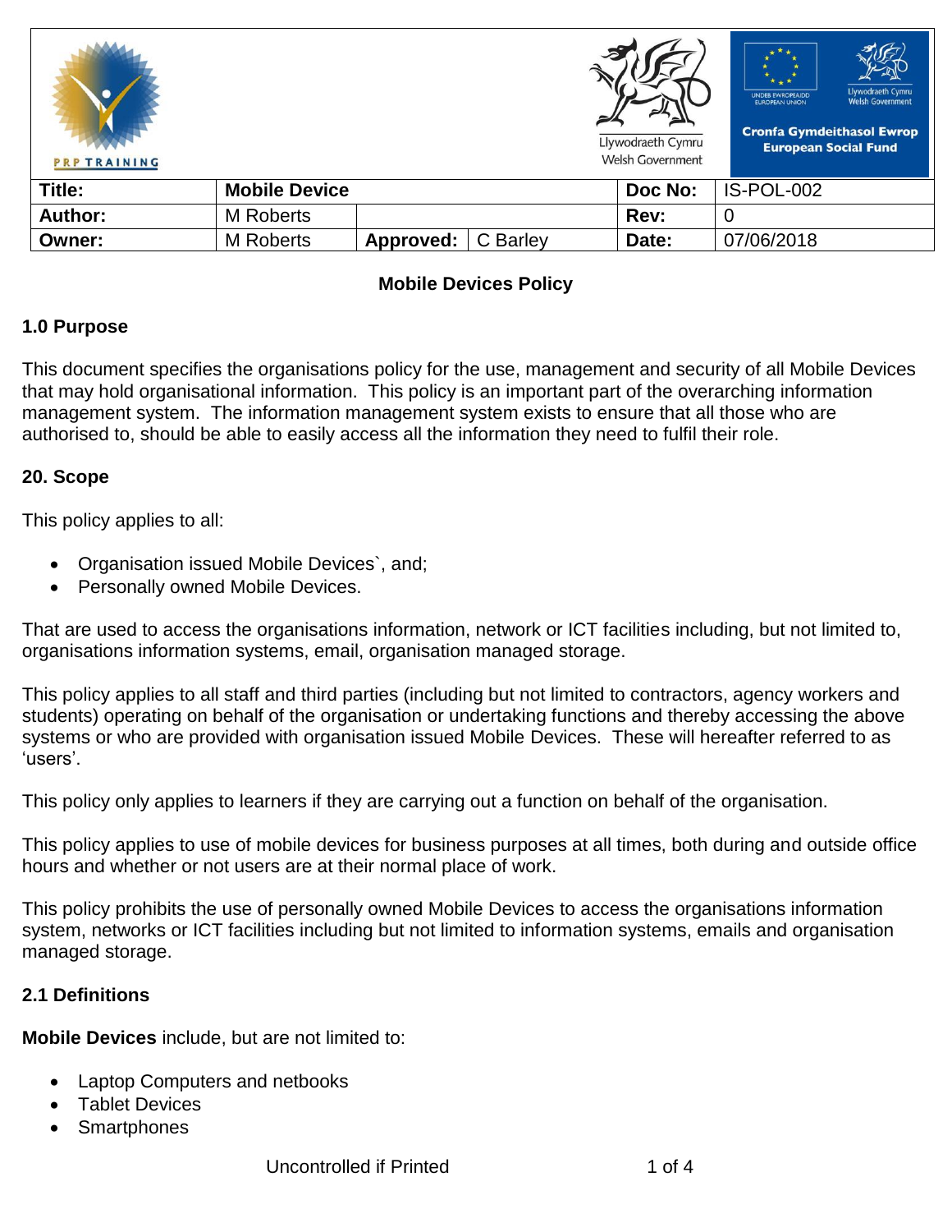| Title: | Mobile Device | | | Doc No: | IS-POL-002 |
|---|---|---|---|---|---|
| Author: | M Roberts | | | Rev: | 0 |
| Owner: | M Roberts | Approved: | C Barley | Date: | 07/06/2018 |

# Mobile Devices Policy

## 1.0 Purpose

This document specifies the organisations policy for the use, management and security of all Mobile Devices that may hold organisational information. This policy is an important part of the overarching information management system. The information management system exists to ensure that all those who are authorised to, should be able to easily access all the information they need to fulfil their role.

## 20. Scope

This policy applies to all:

- Organisation issued Mobile Devices`, and;
- Personally owned Mobile Devices.

That are used to access the organisations information, network or ICT facilities including, but not limited to, organisations information systems, email, organisation managed storage.

This policy applies to all staff and third parties (including but not limited to contractors, agency workers and students) operating on behalf of the organisation or undertaking functions and thereby accessing the above systems or who are provided with organisation issued Mobile Devices. These will hereafter referred to as 'users'.

This policy only applies to learners if they are carrying out a function on behalf of the organisation.

This policy applies to use of mobile devices for business purposes at all times, both during and outside office hours and whether or not users are at their normal place of work.

This policy prohibits the use of personally owned Mobile Devices to access the organisations information system, networks or ICT facilities including but not limited to information systems, emails and organisation managed storage.

## 2.1 Definitions

**Mobile Devices** include, but are not limited to:

- Laptop Computers and netbooks
- Tablet Devices
- Smartphones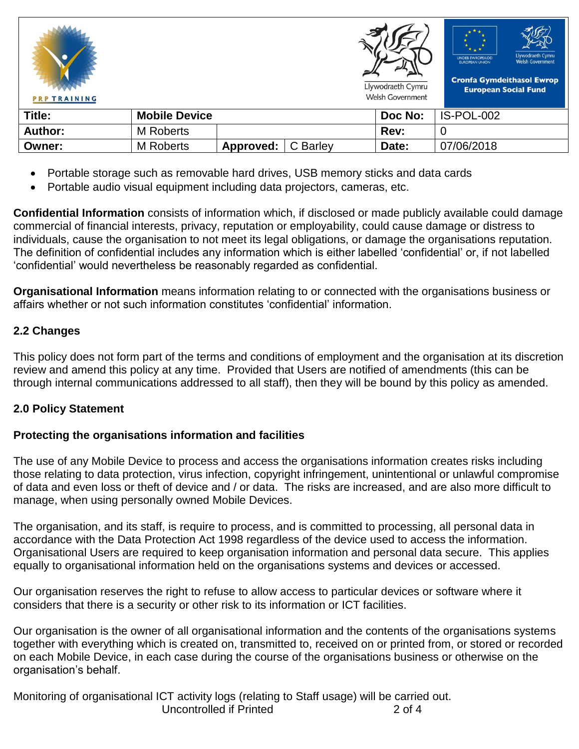| Title: | Mobile Device | | | Doc No: | IS-POL-002 |
|---|---|---|---|---|---|
| Author: | M Roberts | | | Rev: | 0 |
| Owner: | M Roberts | Approved: | C Barley | Date: | 07/06/2018 |

- Portable storage such as removable hard drives, USB memory sticks and data cards
- Portable audio visual equipment including data projectors, cameras, etc.

**Confidential Information** consists of information which, if disclosed or made publicly available could damage commercial of financial interests, privacy, reputation or employability, could cause damage or distress to individuals, cause the organisation to not meet its legal obligations, or damage the organisations reputation. The definition of confidential includes any information which is either labelled 'confidential' or, if not labelled 'confidential' would nevertheless be reasonably regarded as confidential.

**Organisational Information** means information relating to or connected with the organisations business or affairs whether or not such information constitutes 'confidential' information.

### 2.2 Changes

This policy does not form part of the terms and conditions of employment and the organisation at its discretion review and amend this policy at any time. Provided that Users are notified of amendments (this can be through internal communications addressed to all staff), then they will be bound by this policy as amended.

## 2.0 Policy Statement

### Protecting the organisations information and facilities

The use of any Mobile Device to process and access the organisations information creates risks including those relating to data protection, virus infection, copyright infringement, unintentional or unlawful compromise of data and even loss or theft of device and / or data. The risks are increased, and are also more difficult to manage, when using personally owned Mobile Devices.

The organisation, and its staff, is require to process, and is committed to processing, all personal data in accordance with the Data Protection Act 1998 regardless of the device used to access the information. Organisational Users are required to keep organisation information and personal data secure. This applies equally to organisational information held on the organisations systems and devices or accessed.

Our organisation reserves the right to refuse to allow access to particular devices or software where it considers that there is a security or other risk to its information or ICT facilities.

Our organisation is the owner of all organisational information and the contents of the organisations systems together with everything which is created on, transmitted to, received on or printed from, or stored or recorded on each Mobile Device, in each case during the course of the organisations business or otherwise on the organisation's behalf.

Monitoring of organisational ICT activity logs (relating to Staff usage) will be carried out.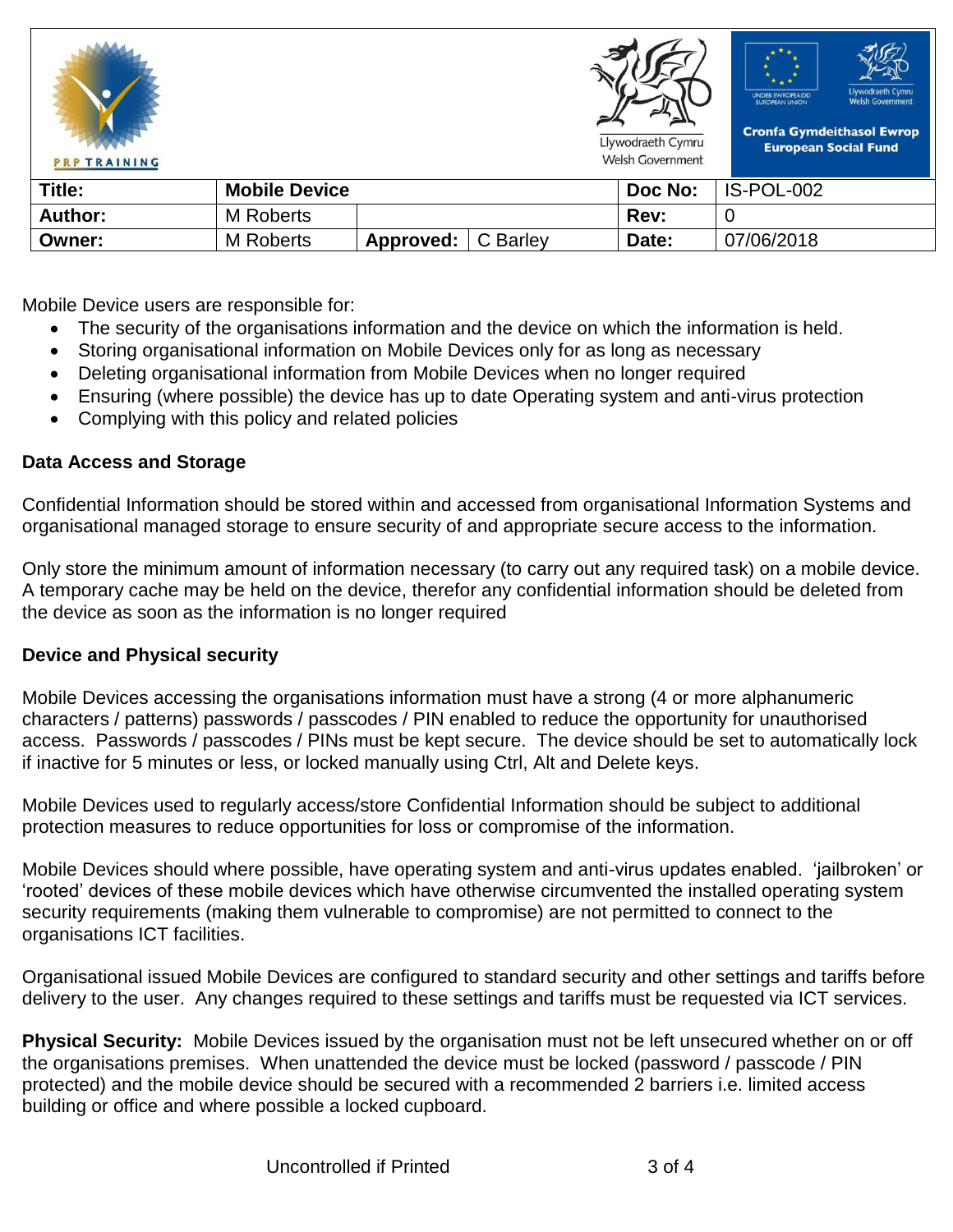| Title: | Mobile Device | | | Doc No: | IS-POL-002 |
|---|---|---|---|---|---|
| Author: | M Roberts | | | Rev: | 0 |
| Owner: | M Roberts | Approved: | C Barley | Date: | 07/06/2018 |

Mobile Device users are responsible for:

- The security of the organisations information and the device on which the information is held.
- Storing organisational information on Mobile Devices only for as long as necessary
- Deleting organisational information from Mobile Devices when no longer required
- Ensuring (where possible) the device has up to date Operating system and anti-virus protection
- Complying with this policy and related policies

**Data Access and Storage**

Confidential Information should be stored within and accessed from organisational Information Systems and organisational managed storage to ensure security of and appropriate secure access to the information.

Only store the minimum amount of information necessary (to carry out any required task) on a mobile device. A temporary cache may be held on the device, therefor any confidential information should be deleted from the device as soon as the information is no longer required

**Device and Physical security**

Mobile Devices accessing the organisations information must have a strong (4 or more alphanumeric characters / patterns) passwords / passcodes / PIN enabled to reduce the opportunity for unauthorised access. Passwords / passcodes / PINs must be kept secure. The device should be set to automatically lock if inactive for 5 minutes or less, or locked manually using Ctrl, Alt and Delete keys.

Mobile Devices used to regularly access/store Confidential Information should be subject to additional protection measures to reduce opportunities for loss or compromise of the information.

Mobile Devices should where possible, have operating system and anti-virus updates enabled. 'jailbroken' or 'rooted' devices of these mobile devices which have otherwise circumvented the installed operating system security requirements (making them vulnerable to compromise) are not permitted to connect to the organisations ICT facilities.

Organisational issued Mobile Devices are configured to standard security and other settings and tariffs before delivery to the user. Any changes required to these settings and tariffs must be requested via ICT services.

**Physical Security:** Mobile Devices issued by the organisation must not be left unsecured whether on or off the organisations premises. When unattended the device must be locked (password / passcode / PIN protected) and the mobile device should be secured with a recommended 2 barriers i.e. limited access building or office and where possible a locked cupboard.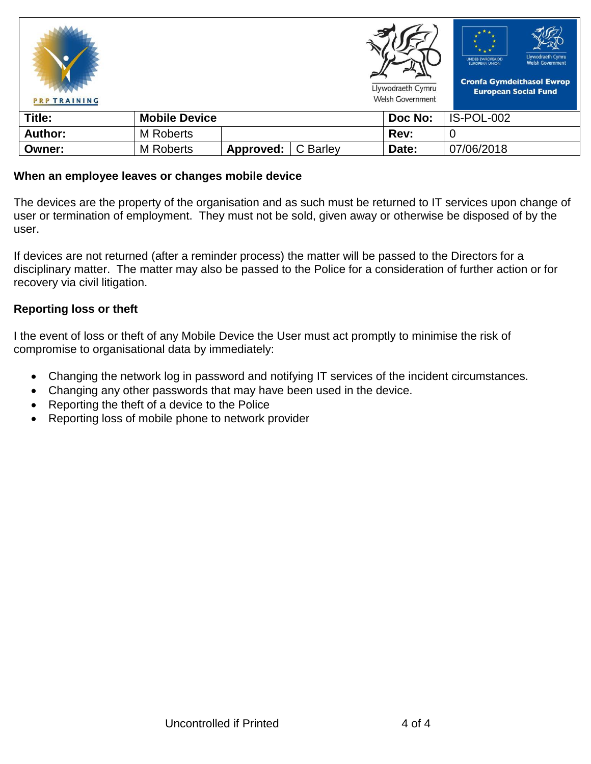| | | | | | |
|---|---|---|---|---|---|
| **Title:** | **Mobile Device** | | | **Doc No:** | IS-POL-002 |
| **Author:** | M Roberts | | | **Rev:** | 0 |
| **Owner:** | M Roberts | **Approved:** | C Barley | **Date:** | 07/06/2018 |

**When an employee leaves or changes mobile device**

The devices are the property of the organisation and as such must be returned to IT services upon change of user or termination of employment. They must not be sold, given away or otherwise be disposed of by the user.

If devices are not returned (after a reminder process) the matter will be passed to the Directors for a disciplinary matter. The matter may also be passed to the Police for a consideration of further action or for recovery via civil litigation.

**Reporting loss or theft**

I the event of loss or theft of any Mobile Device the User must act promptly to minimise the risk of compromise to organisational data by immediately:

- Changing the network log in password and notifying IT services of the incident circumstances.
- Changing any other passwords that may have been used in the device.
- Reporting the theft of a device to the Police
- Reporting loss of mobile phone to network provider